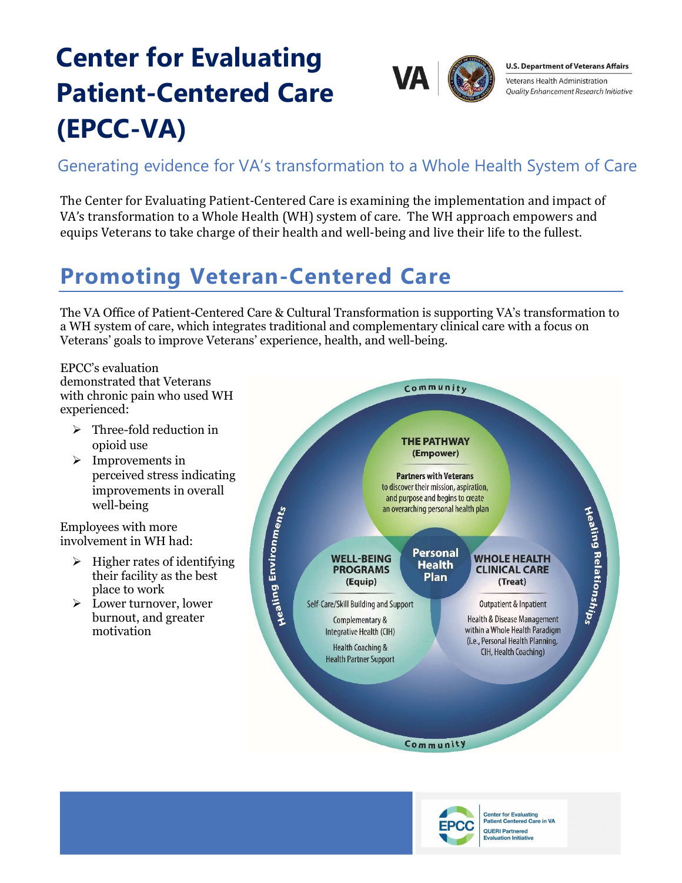# Center for Evaluating Patient-Centered Care (EPCC-VA)

U.S. Department of Veterans Affairs
Veterans Health Administration
*Quality Enhancement Research Initiative*

## Generating evidence for VA's transformation to a Whole Health System of Care

The Center for Evaluating Patient-Centered Care is examining the implementation and impact of VA's transformation to a Whole Health (WH) system of care. The WH approach empowers and equips Veterans to take charge of their health and well-being and live their life to the fullest.

## Promoting Veteran-Centered Care

The VA Office of Patient-Centered Care & Cultural Transformation is supporting VA's transformation to a WH system of care, which integrates traditional and complementary clinical care with a focus on Veterans' goals to improve Veterans' experience, health, and well-being.

EPCC's evaluation demonstrated that Veterans with chronic pain who used WH experienced:

- Three-fold reduction in opioid use
- Improvements in perceived stress indicating improvements in overall well-being

Employees with more involvement in WH had:

- Higher rates of identifying their facility as the best place to work
- Lower turnover, lower burnout, and greater motivation

Community

Healing Environments

Healing Relationships

**THE PATHWAY (Empower)**

**Partners with Veterans** to discover their mission, aspiration, and purpose and begins to create an overarching personal health plan

**Personal Health Plan**

**WELL-BEING PROGRAMS (Equip)**

Self-Care/Skill Building and Support

Complementary & Integrative Health (CIH)

Health Coaching & Health Partner Support

**WHOLE HEALTH CLINICAL CARE (Treat)**

Outpatient & Inpatient

Health & Disease Management within a Whole Health Paradigm (i.e., Personal Health Planning, CIH, Health Coaching)

Community

EPCC Center for Evaluating Patient Centered Care in VA
QUERI Partnered Evaluation Initiative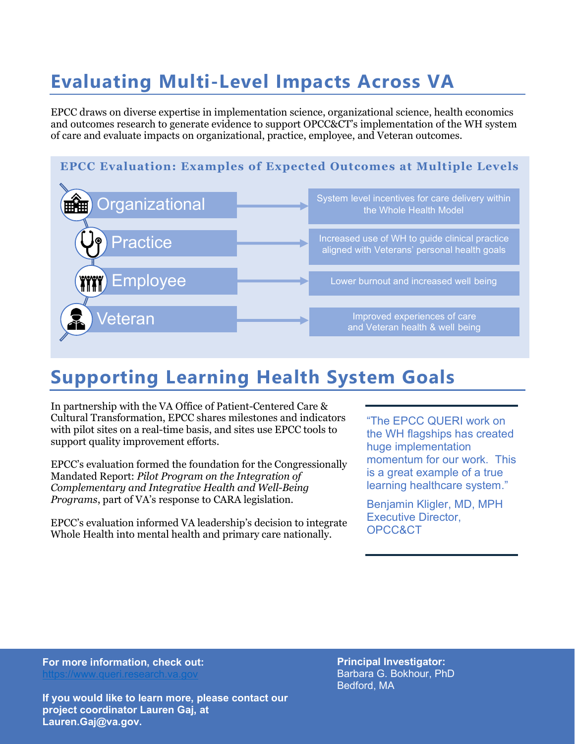# Evaluating Multi-Level Impacts Across VA

EPCC draws on diverse expertise in implementation science, organizational science, health economics and outcomes research to generate evidence to support OPCC&CT's implementation of the WH system of care and evaluate impacts on organizational, practice, employee, and Veteran outcomes.

**EPCC Evaluation: Examples of Expected Outcomes at Multiple Levels**

- **Organizational** → System level incentives for care delivery within the Whole Health Model
- **Practice** → Increased use of WH to guide clinical practice aligned with Veterans' personal health goals
- **Employee** → Lower burnout and increased well being
- **Veteran** → Improved experiences of care and Veteran health & well being

# Supporting Learning Health System Goals

In partnership with the VA Office of Patient-Centered Care & Cultural Transformation, EPCC shares milestones and indicators with pilot sites on a real-time basis, and sites use EPCC tools to support quality improvement efforts.

EPCC's evaluation formed the foundation for the Congressionally Mandated Report: *Pilot Program on the Integration of Complementary and Integrative Health and Well-Being Programs*, part of VA's response to CARA legislation.

EPCC's evaluation informed VA leadership's decision to integrate Whole Health into mental health and primary care nationally.

> "The EPCC QUERI work on the WH flagships has created huge implementation momentum for our work. This is a great example of a true learning healthcare system."
>
> Benjamin Kligler, MD, MPH
> Executive Director,
> OPCC&CT

**For more information, check out:**
https://www.queri.research.va.gov

**If you would like to learn more, please contact our project coordinator Lauren Gaj, at Lauren.Gaj@va.gov.**

**Principal Investigator:**
Barbara G. Bokhour, PhD
Bedford, MA